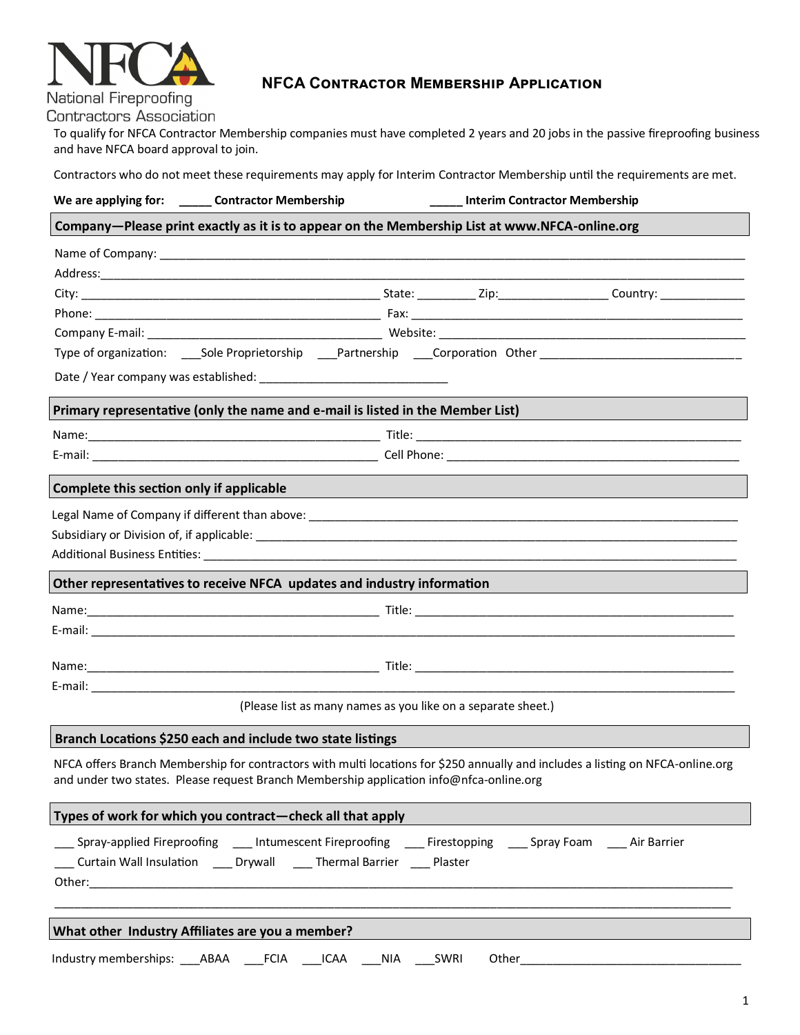NFCA

National Fireproofing Contractors Association

# NFCA Contractor Membership Application

To qualify for NFCA Contractor Membership companies must have completed 2 years and 20 jobs in the passive fireproofing business and have NFCA board approval to join.

Contractors who do not meet these requirements may apply for Interim Contractor Membership until the requirements are met.

**We are applying for:** _____ **Contractor Membership** _____ **Interim Contractor Membership**

## Company—Please print exactly as it is to appear on the Membership List at www.NFCA-online.org

Name of Company: ______________________________________________

Address: ______________________________________________

City: ____________________ State: _________ Zip: ______________ Country: ____________

Phone: ____________________ Fax: ____________________

Company E-mail: ____________________ Website: ____________________

Type of organization: ___Sole Proprietorship ___Partnership ___Corporation Other ______________

Date / Year company was established: ______________________

## Primary representative (only the name and e-mail is listed in the Member List)

Name: ____________________ Title: ____________________

E-mail: ____________________ Cell Phone: ____________________

## Complete this section only if applicable

Legal Name of Company if different than above: ______________________________

Subsidiary or Division of, if applicable: ______________________________

Additional Business Entities: ______________________________

## Other representatives to receive NFCA updates and industry information

Name: ____________________ Title: ____________________

E-mail: ______________________________________________

Name: ____________________ Title: ____________________

E-mail: ______________________________________________

(Please list as many names as you like on a separate sheet.)

## Branch Locations $250 each and include two state listings

NFCA offers Branch Membership for contractors with multi locations for $250 annually and includes a listing on NFCA-online.org and under two states. Please request Branch Membership application info@nfca-online.org

## Types of work for which you contract—check all that apply

___ Spray-applied Fireproofing ___ Intumescent Fireproofing ___ Firestopping ___ Spray Foam ___ Air Barrier

___ Curtain Wall Insulation ___ Drywall ___ Thermal Barrier ___ Plaster

Other: ______________________________________________

______________________________________________

## What other Industry Affiliates are you a member?

Industry memberships: ___ABAA ___FCIA ___ICAA ___NIA ___SWRI Other______________________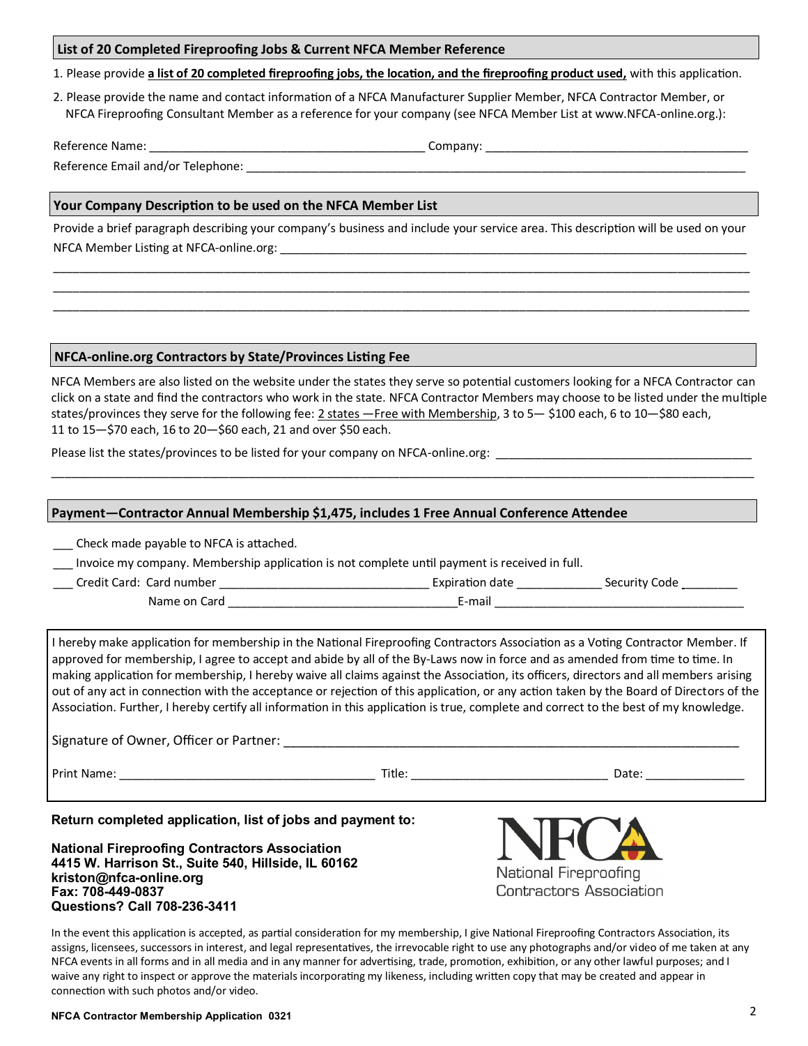## List of 20 Completed Fireproofing Jobs & Current NFCA Member Reference

1. Please provide **a list of 20 completed fireproofing jobs, the location, and the fireproofing product used,** with this application.
2. Please provide the name and contact information of a NFCA Manufacturer Supplier Member, NFCA Contractor Member, or NFCA Fireproofing Consultant Member as a reference for your company (see NFCA Member List at www.NFCA-online.org.):

Reference Name: ___________________________ Company: ___________________________

Reference Email and/or Telephone: ___________________________________________

## Your Company Description to be used on the NFCA Member List

Provide a brief paragraph describing your company's business and include your service area. This description will be used on your NFCA Member Listing at NFCA-online.org: ___________________________________________

___________________________________________

___________________________________________

___________________________________________

## NFCA-online.org Contractors by State/Provinces Listing Fee

NFCA Members are also listed on the website under the states they serve so potential customers looking for a NFCA Contractor can click on a state and find the contractors who work in the state. NFCA Contractor Members may choose to be listed under the multiple states/provinces they serve for the following fee: 2 states —Free with Membership, 3 to 5— $100 each, 6 to 10—$80 each, 11 to 15—$70 each, 16 to 20—$60 each, 21 and over $50 each.

Please list the states/provinces to be listed for your company on NFCA-online.org: ___________________________

___________________________________________

## Payment—Contractor Annual Membership $1,475, includes 1 Free Annual Conference Attendee

___ Check made payable to NFCA is attached.

___ Invoice my company. Membership application is not complete until payment is received in full.

___ Credit Card: Card number ______________________ Expiration date __________ Security Code ________

Name on Card ______________________ E-mail ______________________

I hereby make application for membership in the National Fireproofing Contractors Association as a Voting Contractor Member. If approved for membership, I agree to accept and abide by all of the By-Laws now in force and as amended from time to time. In making application for membership, I hereby waive all claims against the Association, its officers, directors and all members arising out of any act in connection with the acceptance or rejection of this application, or any action taken by the Board of Directors of the Association. Further, I hereby certify all information in this application is true, complete and correct to the best of my knowledge.

Signature of Owner, Officer or Partner: ___________________________________________

Print Name: ______________________ Title: ______________________ Date: ______________

**Return completed application, list of jobs and payment to:**

**National Fireproofing Contractors Association**
**4415 W. Harrison St., Suite 540, Hillside, IL 60162**
**kriston@nfca-online.org**
**Fax: 708-449-0837**
**Questions? Call 708-236-3411**

NFCA
National Fireproofing Contractors Association

In the event this application is accepted, as partial consideration for my membership, I give National Fireproofing Contractors Association, its assigns, licensees, successors in interest, and legal representatives, the irrevocable right to use any photographs and/or video of me taken at any NFCA events in all forms and in all media and in any manner for advertising, trade, promotion, exhibition, or any other lawful purposes; and I waive any right to inspect or approve the materials incorporating my likeness, including written copy that may be created and appear in connection with such photos and/or video.

**NFCA Contractor Membership Application 0321**